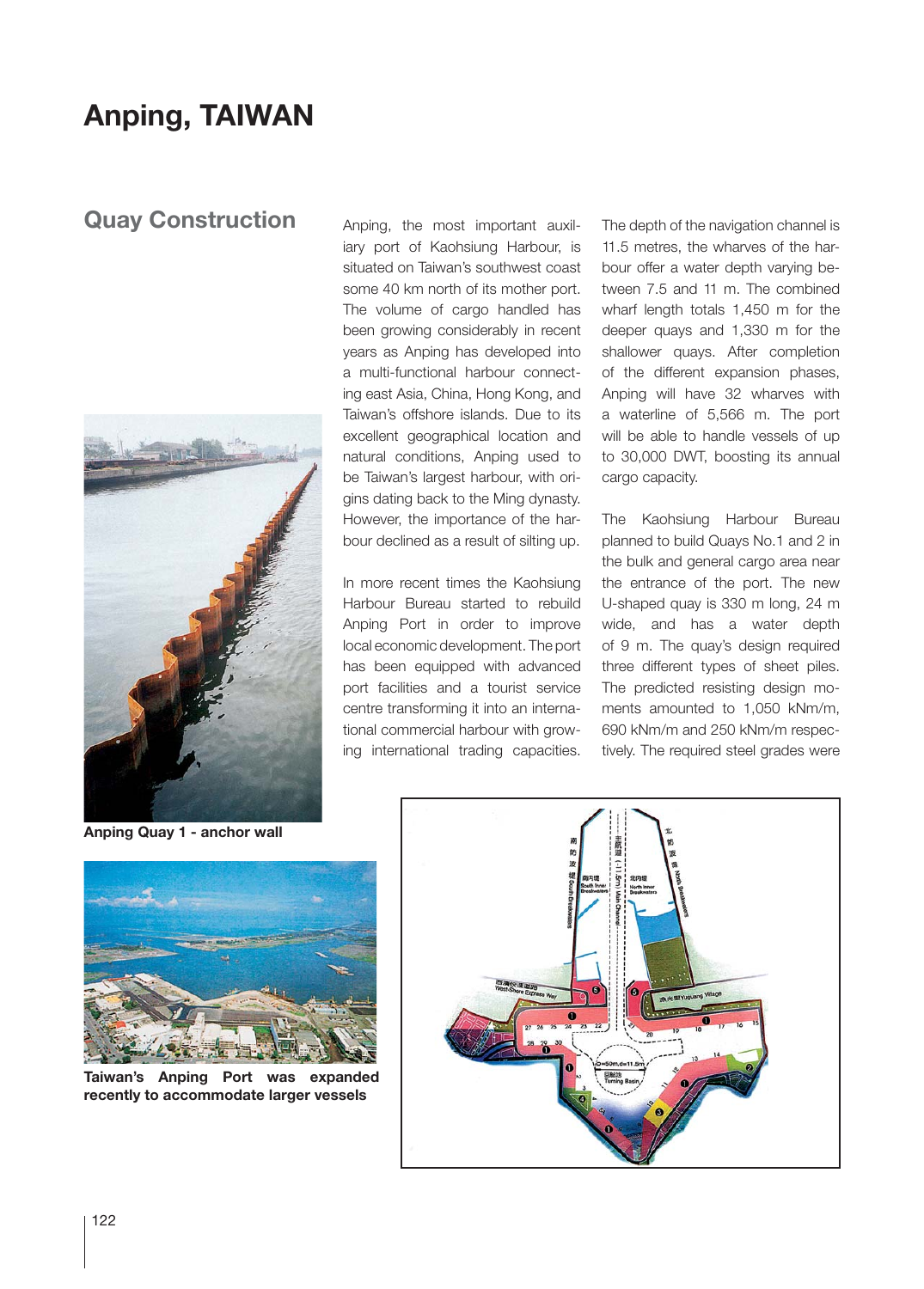# Anping, TAIWAN

## Quay Construction

Anping, the most important auxiliary port of Kaohsiung Harbour, is situated on Taiwan's southwest coast some 40 km north of its mother port. The volume of cargo handled has been growing considerably in recent years as Anping has developed into a multi-functional harbour connecting east Asia, China, Hong Kong, and Taiwan's offshore islands. Due to its excellent geographical location and natural conditions, Anping used to be Taiwan's largest harbour, with origins dating back to the Ming dynasty. However, the importance of the harbour declined as a result of silting up.

In more recent times the Kaohsiung Harbour Bureau started to rebuild Anping Port in order to improve local economic development. The port has been equipped with advanced port facilities and a tourist service centre transforming it into an international commercial harbour with growing international trading capacities.

The depth of the navigation channel is 11.5 metres, the wharves of the harbour offer a water depth varying between 7.5 and 11 m. The combined wharf length totals 1,450 m for the deeper quays and 1,330 m for the shallower quays. After completion of the different expansion phases, Anping will have 32 wharves with a waterline of 5,566 m. The port will be able to handle vessels of up to 30,000 DWT, boosting its annual cargo capacity.

The Kaohsiung Harbour Bureau planned to build Quays No.1 and 2 in the bulk and general cargo area near the entrance of the port. The new U-shaped quay is 330 m long, 24 m wide, and has a water depth of 9 m. The quay's design required three different types of sheet piles. The predicted resisting design moments amounted to 1,050 kNm/m, 690 kNm/m and 250 kNm/m respectively. The required steel grades were

**Anping Quay 1 - anchor wall**

**Taiwan's Anping Port was expanded recently to accommodate larger vessels**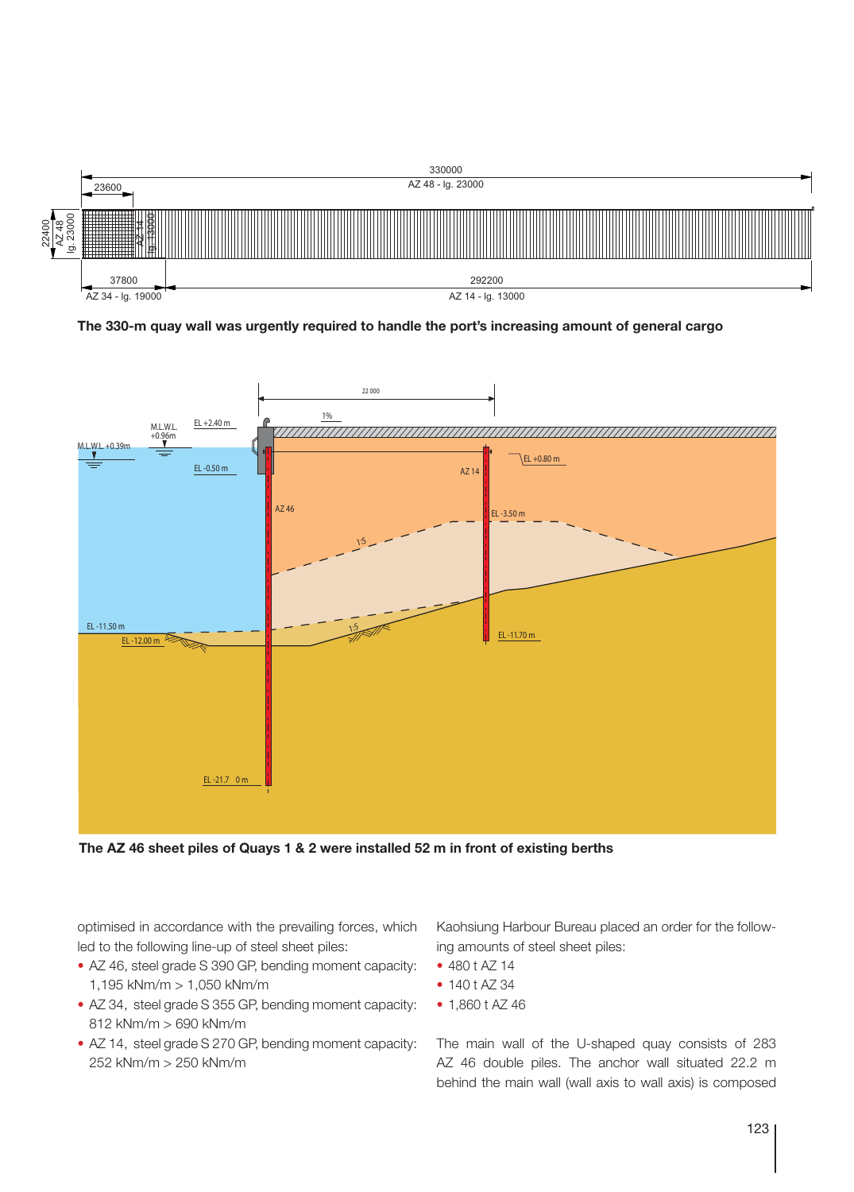**The 330-m quay wall was urgently required to handle the port's increasing amount of general cargo**

**The AZ 46 sheet piles of Quays 1 & 2 were installed 52 m in front of existing berths**

optimised in accordance with the prevailing forces, which led to the following line-up of steel sheet piles:

- AZ 46, steel grade S 390 GP, bending moment capacity: 1,195 kNm/m > 1,050 kNm/m
- AZ 34, steel grade S 355 GP, bending moment capacity: 812 kNm/m > 690 kNm/m
- AZ 14, steel grade S 270 GP, bending moment capacity: 252 kNm/m > 250 kNm/m

Kaohsiung Harbour Bureau placed an order for the following amounts of steel sheet piles:

- 480 t AZ 14
- 140 t AZ 34
- 1,860 t AZ 46

The main wall of the U-shaped quay consists of 283 AZ 46 double piles. The anchor wall situated 22.2 m behind the main wall (wall axis to wall axis) is composed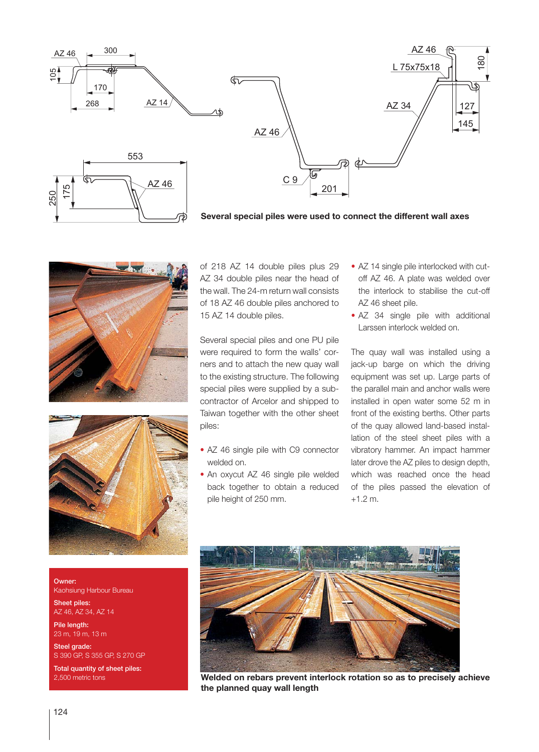**Several special piles were used to connect the different wall axes**

of 218 AZ 14 double piles plus 29 AZ 34 double piles near the head of the wall. The 24-m return wall consists of 18 AZ 46 double piles anchored to 15 AZ 14 double piles.

Several special piles and one PU pile were required to form the walls' corners and to attach the new quay wall to the existing structure. The following special piles were supplied by a subcontractor of Arcelor and shipped to Taiwan together with the other sheet piles:

- AZ 46 single pile with C9 connector welded on.
- An oxycut AZ 46 single pile welded back together to obtain a reduced pile height of 250 mm.
- AZ 14 single pile interlocked with cut-off AZ 46. A plate was welded over the interlock to stabilise the cut-off AZ 46 sheet pile.
- AZ 34 single pile with additional Larssen interlock welded on.

The quay wall was installed using a jack-up barge on which the driving equipment was set up. Large parts of the parallel main and anchor walls were installed in open water some 52 m in front of the existing berths. Other parts of the quay allowed land-based installation of the steel sheet piles with a vibratory hammer. An impact hammer later drove the AZ piles to design depth, which was reached once the head of the piles passed the elevation of +1.2 m.

**Owner:**
Kaohsiung Harbour Bureau

**Sheet piles:**
AZ 46, AZ 34, AZ 14

**Pile length:**
23 m, 19 m, 13 m

**Steel grade:**
S 390 GP, S 355 GP, S 270 GP

**Total quantity of sheet piles:**
2,500 metric tons

**Welded on rebars prevent interlock rotation so as to precisely achieve the planned quay wall length**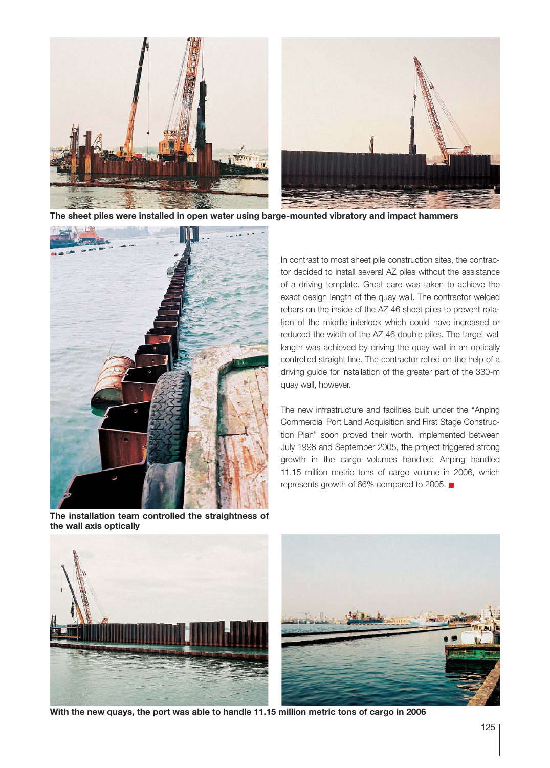The sheet piles were installed in open water using barge-mounted vibratory and impact hammers

**The installation team controlled the straightness of the wall axis optically**

In contrast to most sheet pile construction sites, the contractor decided to install several AZ piles without the assistance of a driving template. Great care was taken to achieve the exact design length of the quay wall. The contractor welded rebars on the inside of the AZ 46 sheet piles to prevent rotation of the middle interlock which could have increased or reduced the width of the AZ 46 double piles. The target wall length was achieved by driving the quay wall in an optically controlled straight line. The contractor relied on the help of a driving guide for installation of the greater part of the 330-m quay wall, however.

The new infrastructure and facilities built under the "Anping Commercial Port Land Acquisition and First Stage Construction Plan" soon proved their worth. Implemented between July 1998 and September 2005, the project triggered strong growth in the cargo volumes handled: Anping handled 11.15 million metric tons of cargo volume in 2006, which represents growth of 66% compared to 2005. ■

**With the new quays, the port was able to handle 11.15 million metric tons of cargo in 2006**